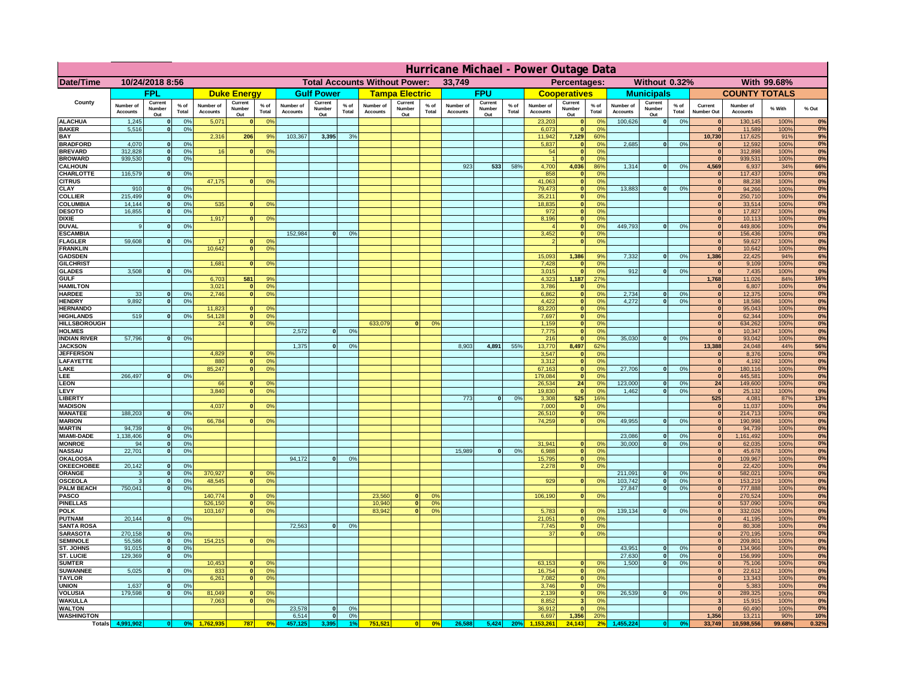# Hurricane Michael - Power Outage Data

| Date/Time | 10/24/2018 8:56 | | | | | | | Total Accounts Without Power: | | | 33,749 | | | | | | Percentages: | | | | Without 0.32% | | | | With 99.68% | | | |
|---|---|---|---|---|---|---|---|---|---|---|---|---|---|---|---|---|---|---|---|---|---|---|---|---|---|---|---|---|
| County | FPL | | | Duke Energy | | | Gulf Power | | | Tampa Electric | | | FPU | | | Cooperatives | | | Municipals | | | COUNTY TOTALS | | | |
| | Number of Accounts | Current Number Out | % of Total | Number of Accounts | Current Number Out | % of Total | Number of Accounts | Current Number Out | % of Total | Number of Accounts | Current Number Out | % of Total | Number of Accounts | Current Number Out | % of Total | Number of Accounts | Current Number Out | % of Total | Number of Accounts | Current Number Out | % of Total | Current Number Out | Number of Accounts | % With | % Out |
| ALACHUA | 1,245 | 0 | 0% | 5,071 | 0 | 0% | | | | | | | | | | 23,203 | 0 | 0% | 100,626 | 0 | 0% | 0 | 130,145 | 100% | 0% |
| BAKER | 5,516 | 0 | 0% | | | | | | | | | | | | | 6,073 | 0 | 0% | | | | 0 | 11,589 | 100% | 0% |
| BAY | | | | 2,316 | 206 | 9% | 103,367 | 3,395 | 3% | | | | | | | 11,942 | 7,129 | 60% | | | | 10,730 | 117,625 | 91% | 9% |
| BRADFORD | 4,070 | 0 | 0% | | | | | | | | | | | | | 5,837 | 0 | 0% | 2,685 | 0 | 0% | 0 | 12,592 | 100% | 0% |
| BREVARD | 312,828 | 0 | 0% | 16 | 0 | 0% | | | | | | | | | | 54 | 0 | 0% | | | | 0 | 312,898 | 100% | 0% |
| BROWARD | 939,530 | 0 | 0% | | | | | | | | | | | | | 1 | 0 | 0% | | | | 0 | 939,531 | 100% | 0% |
| CALHOUN | | | | | | | | | | | | | 923 | 533 | 58% | 4,700 | 4,036 | 86% | 1,314 | 0 | 0% | 4,569 | 6,937 | 34% | 66% |
| CHARLOTTE | 116,579 | 0 | 0% | | | | | | | | | | | | | 858 | 0 | 0% | | | | 0 | 117,437 | 100% | 0% |
| CITRUS | | | | 47,175 | 0 | 0% | | | | | | | | | | 41,063 | 0 | 0% | | | | 0 | 88,238 | 100% | 0% |
| CLAY | 910 | 0 | 0% | | | | | | | | | | | | | 79,473 | 0 | 0% | 13,883 | 0 | 0% | 0 | 94,266 | 100% | 0% |
| COLLIER | 215,499 | 0 | 0% | | | | | | | | | | | | | 35,211 | 0 | 0% | | | | 0 | 250,710 | 100% | 0% |
| COLUMBIA | 14,144 | 0 | 0% | 535 | 0 | 0% | | | | | | | | | | 18,835 | 0 | 0% | | | | 0 | 33,514 | 100% | 0% |
| DESOTO | 16,855 | 0 | 0% | | | | | | | | | | | | | 972 | 0 | 0% | | | | 0 | 17,827 | 100% | 0% |
| DIXIE | | | | 1,917 | 0 | 0% | | | | | | | | | | 8,196 | 0 | 0% | | | | 0 | 10,113 | 100% | 0% |
| DUVAL | 9 | 0 | 0% | | | | | | | | | | | | | 4 | 0 | 0% | 449,793 | 0 | 0% | 0 | 449,806 | 100% | 0% |
| ESCAMBIA | | | | | | | 152,984 | 0 | 0% | | | | | | | 3,452 | 0 | 0% | | | | 0 | 156,436 | 100% | 0% |
| FLAGLER | 59,608 | 0 | 0% | 17 | 0 | 0% | | | | | | | | | | 2 | 0 | 0% | | | | 0 | 59,627 | 100% | 0% |
| FRANKLIN | | | | 10,642 | 0 | 0% | | | | | | | | | | | | | | | | 0 | 10,642 | 100% | 0% |
| GADSDEN | | | | | | | | | | | | | | | | 15,093 | 1,386 | 9% | 7,332 | 0 | 0% | 1,386 | 22,425 | 94% | 6% |
| GILCHRIST | | | | 1,681 | 0 | 0% | | | | | | | | | | 7,428 | 0 | 0% | | | | 0 | 9,109 | 100% | 0% |
| GLADES | 3,508 | 0 | 0% | | | | | | | | | | | | | 3,015 | 0 | 0% | 912 | 0 | 0% | 0 | 7,435 | 100% | 0% |
| GULF | | | | 6,703 | 581 | 9% | | | | | | | | | | 4,323 | 1,187 | 27% | | | | 1,768 | 11,026 | 84% | 16% |
| HAMILTON | | | | 3,021 | 0 | 0% | | | | | | | | | | 3,786 | 0 | 0% | | | | 0 | 6,807 | 100% | 0% |
| HARDEE | 33 | 0 | 0% | 2,746 | 0 | 0% | | | | | | | | | | 6,862 | 0 | 0% | 2,734 | 0 | 0% | 0 | 12,375 | 100% | 0% |
| HENDRY | 9,892 | 0 | 0% | | | | | | | | | | | | | 4,422 | 0 | 0% | 4,272 | 0 | 0% | 0 | 18,586 | 100% | 0% |
| HERNANDO | | | | 11,823 | 0 | 0% | | | | | | | | | | 83,220 | 0 | 0% | | | | 0 | 95,043 | 100% | 0% |
| HIGHLANDS | 519 | 0 | 0% | 54,128 | 0 | 0% | | | | | | | | | | 7,697 | 0 | 0% | | | | 0 | 62,344 | 100% | 0% |
| HILLSBOROUGH | | | | 24 | 0 | 0% | | | | 633,079 | 0 | 0% | | | | 1,159 | 0 | 0% | | | | 0 | 634,262 | 100% | 0% |
| HOLMES | | | | | | | 2,572 | 0 | 0% | | | | | | | 7,775 | 0 | 0% | | | | 0 | 10,347 | 100% | 0% |
| INDIAN RIVER | 57,796 | 0 | 0% | | | | | | | | | | | | | 216 | 0 | 0% | 35,030 | 0 | 0% | 0 | 93,042 | 100% | 0% |
| JACKSON | | | | | | | 1,375 | 0 | 0% | | | | 8,903 | 4,891 | 55% | 13,770 | 8,497 | 62% | | | | 13,388 | 24,048 | 44% | 56% |
| JEFFERSON | | | | 4,829 | 0 | 0% | | | | | | | | | | 3,547 | 0 | 0% | | | | 0 | 8,376 | 100% | 0% |
| LAFAYETTE | | | | 880 | 0 | 0% | | | | | | | | | | 3,312 | 0 | 0% | | | | 0 | 4,192 | 100% | 0% |
| LAKE | | | | 85,247 | 0 | 0% | | | | | | | | | | 67,163 | 0 | 0% | 27,706 | 0 | 0% | 0 | 180,116 | 100% | 0% |
| LEE | 266,497 | 0 | 0% | | | | | | | | | | | | | 179,084 | 0 | 0% | | | | 0 | 445,581 | 100% | 0% |
| LEON | | | | 66 | 0 | 0% | | | | | | | | | | 26,534 | 24 | 0% | 123,000 | 0 | 0% | 24 | 149,600 | 100% | 0% |
| LEVY | | | | 3,840 | 0 | 0% | | | | | | | | | | 19,830 | 0 | 0% | 1,462 | 0 | 0% | 0 | 25,132 | 100% | 0% |
| LIBERTY | | | | | | | | | | | | | 773 | 0 | 0% | 3,308 | 525 | 16% | | | | 525 | 4,081 | 87% | 13% |
| MADISON | | | | 4,037 | 0 | 0% | | | | | | | | | | 7,000 | 0 | 0% | | | | 0 | 11,037 | 100% | 0% |
| MANATEE | 188,203 | 0 | 0% | | | | | | | | | | | | | 26,510 | 0 | 0% | | | | 0 | 214,713 | 100% | 0% |
| MARION | | | | 66,784 | 0 | 0% | | | | | | | | | | 74,259 | 0 | 0% | 49,955 | 0 | 0% | 0 | 190,998 | 100% | 0% |
| MARTIN | 94,739 | 0 | 0% | | | | | | | | | | | | | | | | | | | 0 | 94,739 | 100% | 0% |
| MIAMI-DADE | 1,138,406 | 0 | 0% | | | | | | | | | | | | | | | | 23,086 | 0 | 0% | 0 | 1,161,492 | 100% | 0% |
| MONROE | 94 | 0 | 0% | | | | | | | | | | | | | 31,941 | 0 | 0% | 30,000 | 0 | 0% | 0 | 62,035 | 100% | 0% |
| NASSAU | 22,701 | 0 | 0% | | | | | | | | | | 15,989 | 0 | 0% | 6,988 | 0 | 0% | | | | 0 | 45,678 | 100% | 0% |
| OKALOOSA | | | | | | | 94,172 | 0 | 0% | | | | | | | 15,795 | 0 | 0% | | | | 0 | 109,967 | 100% | 0% |
| OKEECHOBEE | 20,142 | 0 | 0% | | | | | | | | | | | | | 2,278 | 0 | 0% | | | | 0 | 22,420 | 100% | 0% |
| ORANGE | 3 | 0 | 0% | 370,927 | 0 | 0% | | | | | | | | | | | | | 211,091 | 0 | 0% | 0 | 582,021 | 100% | 0% |
| OSCEOLA | 3 | 0 | 0% | 48,545 | 0 | 0% | | | | | | | | | | 929 | 0 | 0% | 103,742 | 0 | 0% | 0 | 153,219 | 100% | 0% |
| PALM BEACH | 750,041 | 0 | 0% | | | | | | | | | | | | | | | | 27,847 | 0 | 0% | 0 | 777,888 | 100% | 0% |
| PASCO | | | | 140,774 | 0 | 0% | | | | 23,560 | 0 | 0% | | | | 106,190 | 0 | 0% | | | | 0 | 270,524 | 100% | 0% |
| PINELLAS | | | | 526,150 | 0 | 0% | | | | 10,940 | 0 | 0% | | | | | | | | | | 0 | 537,090 | 100% | 0% |
| POLK | | | | 103,167 | 0 | 0% | | | | 83,942 | 0 | 0% | | | | 5,783 | 0 | 0% | 139,134 | 0 | 0% | 0 | 332,026 | 100% | 0% |
| PUTNAM | 20,144 | 0 | 0% | | | | | | | | | | | | | 21,051 | 0 | 0% | | | | 0 | 41,195 | 100% | 0% |
| SANTA ROSA | | | | | | | 72,563 | 0 | 0% | | | | | | | 7,745 | 0 | 0% | | | | 0 | 80,308 | 100% | 0% |
| SARASOTA | 270,158 | 0 | 0% | | | | | | | | | | | | | 37 | 0 | 0% | | | | 0 | 270,195 | 100% | 0% |
| SEMINOLE | 55,586 | 0 | 0% | 154,215 | 0 | 0% | | | | | | | | | | | | | | | | 0 | 209,801 | 100% | 0% |
| ST. JOHNS | 91,015 | 0 | 0% | | | | | | | | | | | | | | | | 43,951 | 0 | 0% | 0 | 134,966 | 100% | 0% |
| ST. LUCIE | 129,369 | 0 | 0% | | | | | | | | | | | | | | | | 27,630 | 0 | 0% | 0 | 156,999 | 100% | 0% |
| SUMTER | | | | 10,453 | 0 | 0% | | | | | | | | | | 63,153 | 0 | 0% | 1,500 | 0 | 0% | 0 | 75,106 | 100% | 0% |
| SUWANNEE | 5,025 | 0 | 0% | 833 | 0 | 0% | | | | | | | | | | 16,754 | 0 | 0% | | | | 0 | 22,612 | 100% | 0% |
| TAYLOR | | | | 6,261 | 0 | 0% | | | | | | | | | | 7,082 | 0 | 0% | | | | 0 | 13,343 | 100% | 0% |
| UNION | 1,637 | 0 | 0% | | | | | | | | | | | | | 3,746 | 0 | 0% | | | | 0 | 5,383 | 100% | 0% |
| VOLUSIA | 179,598 | 0 | 0% | 81,049 | 0 | 0% | | | | | | | | | | 2,139 | 0 | 0% | 26,539 | 0 | 0% | 0 | 289,325 | 100% | 0% |
| WAKULLA | | | | 7,063 | 0 | 0% | | | | | | | | | | 8,852 | 3 | 0% | | | | 3 | 15,915 | 100% | 0% |
| WALTON | | | | | | | 23,578 | 0 | 0% | | | | | | | 36,912 | 0 | 0% | | | | 0 | 60,490 | 100% | 0% |
| WASHINGTON | | | | | | | 6,514 | 0 | 0% | | | | | | | 6,697 | 1,356 | 20% | | | | 1,356 | 13,211 | 90% | 10% |
| Totals | 4,991,902 | 0 | 0% | 1,762,935 | 787 | 0% | 457,125 | 3,395 | 1% | 751,521 | 0 | 0% | 26,588 | 5,424 | 20% | 1,153,261 | 24,143 | 2% | 1,455,224 | 0 | 0% | 33,749 | 10,598,556 | 99.68% | 0.32% |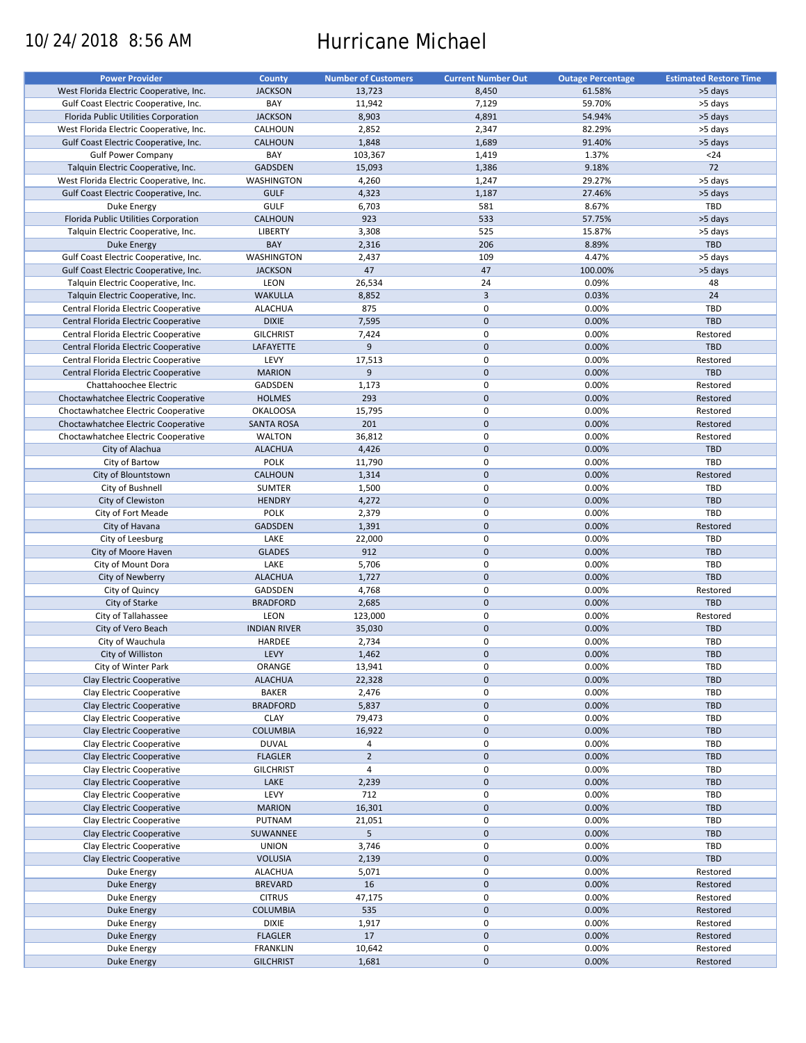10/24/2018 8:56 AM

# Hurricane Michael

| Power Provider | County | Number of Customers | Current Number Out | Outage Percentage | Estimated Restore Time |
|---|---|---|---|---|---|
| West Florida Electric Cooperative, Inc. | JACKSON | 13,723 | 8,450 | 61.58% | >5 days |
| Gulf Coast Electric Cooperative, Inc. | BAY | 11,942 | 7,129 | 59.70% | >5 days |
| Florida Public Utilities Corporation | JACKSON | 8,903 | 4,891 | 54.94% | >5 days |
| West Florida Electric Cooperative, Inc. | CALHOUN | 2,852 | 2,347 | 82.29% | >5 days |
| Gulf Coast Electric Cooperative, Inc. | CALHOUN | 1,848 | 1,689 | 91.40% | >5 days |
| Gulf Power Company | BAY | 103,367 | 1,419 | 1.37% | <24 |
| Talquin Electric Cooperative, Inc. | GADSDEN | 15,093 | 1,386 | 9.18% | 72 |
| West Florida Electric Cooperative, Inc. | WASHINGTON | 4,260 | 1,247 | 29.27% | >5 days |
| Gulf Coast Electric Cooperative, Inc. | GULF | 4,323 | 1,187 | 27.46% | >5 days |
| Duke Energy | GULF | 6,703 | 581 | 8.67% | TBD |
| Florida Public Utilities Corporation | CALHOUN | 923 | 533 | 57.75% | >5 days |
| Talquin Electric Cooperative, Inc. | LIBERTY | 3,308 | 525 | 15.87% | >5 days |
| Duke Energy | BAY | 2,316 | 206 | 8.89% | TBD |
| Gulf Coast Electric Cooperative, Inc. | WASHINGTON | 2,437 | 109 | 4.47% | >5 days |
| Gulf Coast Electric Cooperative, Inc. | JACKSON | 47 | 47 | 100.00% | >5 days |
| Talquin Electric Cooperative, Inc. | LEON | 26,534 | 24 | 0.09% | 48 |
| Talquin Electric Cooperative, Inc. | WAKULLA | 8,852 | 3 | 0.03% | 24 |
| Central Florida Electric Cooperative | ALACHUA | 875 | 0 | 0.00% | TBD |
| Central Florida Electric Cooperative | DIXIE | 7,595 | 0 | 0.00% | TBD |
| Central Florida Electric Cooperative | GILCHRIST | 7,424 | 0 | 0.00% | Restored |
| Central Florida Electric Cooperative | LAFAYETTE | 9 | 0 | 0.00% | TBD |
| Central Florida Electric Cooperative | LEVY | 17,513 | 0 | 0.00% | Restored |
| Central Florida Electric Cooperative | MARION | 9 | 0 | 0.00% | TBD |
| Chattahoochee Electric | GADSDEN | 1,173 | 0 | 0.00% | Restored |
| Choctawhatchee Electric Cooperative | HOLMES | 293 | 0 | 0.00% | Restored |
| Choctawhatchee Electric Cooperative | OKALOOSA | 15,795 | 0 | 0.00% | Restored |
| Choctawhatchee Electric Cooperative | SANTA ROSA | 201 | 0 | 0.00% | Restored |
| Choctawhatchee Electric Cooperative | WALTON | 36,812 | 0 | 0.00% | Restored |
| City of Alachua | ALACHUA | 4,426 | 0 | 0.00% | TBD |
| City of Bartow | POLK | 11,790 | 0 | 0.00% | TBD |
| City of Blountstown | CALHOUN | 1,314 | 0 | 0.00% | Restored |
| City of Bushnell | SUMTER | 1,500 | 0 | 0.00% | TBD |
| City of Clewiston | HENDRY | 4,272 | 0 | 0.00% | TBD |
| City of Fort Meade | POLK | 2,379 | 0 | 0.00% | TBD |
| City of Havana | GADSDEN | 1,391 | 0 | 0.00% | Restored |
| City of Leesburg | LAKE | 22,000 | 0 | 0.00% | TBD |
| City of Moore Haven | GLADES | 912 | 0 | 0.00% | TBD |
| City of Mount Dora | LAKE | 5,706 | 0 | 0.00% | TBD |
| City of Newberry | ALACHUA | 1,727 | 0 | 0.00% | TBD |
| City of Quincy | GADSDEN | 4,768 | 0 | 0.00% | Restored |
| City of Starke | BRADFORD | 2,685 | 0 | 0.00% | TBD |
| City of Tallahassee | LEON | 123,000 | 0 | 0.00% | Restored |
| City of Vero Beach | INDIAN RIVER | 35,030 | 0 | 0.00% | TBD |
| City of Wauchula | HARDEE | 2,734 | 0 | 0.00% | TBD |
| City of Williston | LEVY | 1,462 | 0 | 0.00% | TBD |
| City of Winter Park | ORANGE | 13,941 | 0 | 0.00% | TBD |
| Clay Electric Cooperative | ALACHUA | 22,328 | 0 | 0.00% | TBD |
| Clay Electric Cooperative | BAKER | 2,476 | 0 | 0.00% | TBD |
| Clay Electric Cooperative | BRADFORD | 5,837 | 0 | 0.00% | TBD |
| Clay Electric Cooperative | CLAY | 79,473 | 0 | 0.00% | TBD |
| Clay Electric Cooperative | COLUMBIA | 16,922 | 0 | 0.00% | TBD |
| Clay Electric Cooperative | DUVAL | 4 | 0 | 0.00% | TBD |
| Clay Electric Cooperative | FLAGLER | 2 | 0 | 0.00% | TBD |
| Clay Electric Cooperative | GILCHRIST | 4 | 0 | 0.00% | TBD |
| Clay Electric Cooperative | LAKE | 2,239 | 0 | 0.00% | TBD |
| Clay Electric Cooperative | LEVY | 712 | 0 | 0.00% | TBD |
| Clay Electric Cooperative | MARION | 16,301 | 0 | 0.00% | TBD |
| Clay Electric Cooperative | PUTNAM | 21,051 | 0 | 0.00% | TBD |
| Clay Electric Cooperative | SUWANNEE | 5 | 0 | 0.00% | TBD |
| Clay Electric Cooperative | UNION | 3,746 | 0 | 0.00% | TBD |
| Clay Electric Cooperative | VOLUSIA | 2,139 | 0 | 0.00% | TBD |
| Duke Energy | ALACHUA | 5,071 | 0 | 0.00% | Restored |
| Duke Energy | BREVARD | 16 | 0 | 0.00% | Restored |
| Duke Energy | CITRUS | 47,175 | 0 | 0.00% | Restored |
| Duke Energy | COLUMBIA | 535 | 0 | 0.00% | Restored |
| Duke Energy | DIXIE | 1,917 | 0 | 0.00% | Restored |
| Duke Energy | FLAGLER | 17 | 0 | 0.00% | Restored |
| Duke Energy | FRANKLIN | 10,642 | 0 | 0.00% | Restored |
| Duke Energy | GILCHRIST | 1,681 | 0 | 0.00% | Restored |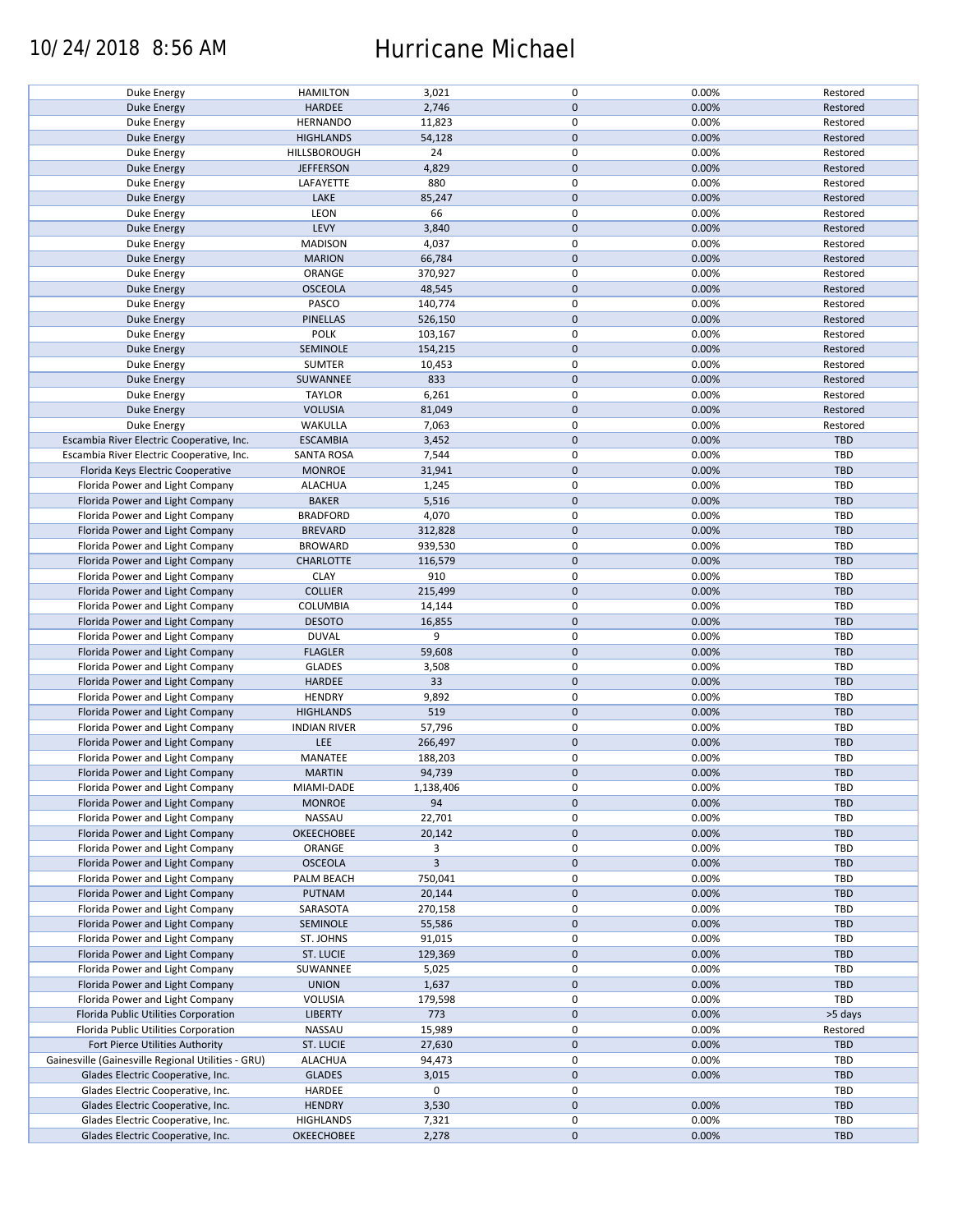# Hurricane Michael

10/24/2018 8:56 AM

| | | | | | |
|---|---|---|---|---|---|
| Duke Energy | HAMILTON | 3,021 | 0 | 0.00% | Restored |
| Duke Energy | HARDEE | 2,746 | 0 | 0.00% | Restored |
| Duke Energy | HERNANDO | 11,823 | 0 | 0.00% | Restored |
| Duke Energy | HIGHLANDS | 54,128 | 0 | 0.00% | Restored |
| Duke Energy | HILLSBOROUGH | 24 | 0 | 0.00% | Restored |
| Duke Energy | JEFFERSON | 4,829 | 0 | 0.00% | Restored |
| Duke Energy | LAFAYETTE | 880 | 0 | 0.00% | Restored |
| Duke Energy | LAKE | 85,247 | 0 | 0.00% | Restored |
| Duke Energy | LEON | 66 | 0 | 0.00% | Restored |
| Duke Energy | LEVY | 3,840 | 0 | 0.00% | Restored |
| Duke Energy | MADISON | 4,037 | 0 | 0.00% | Restored |
| Duke Energy | MARION | 66,784 | 0 | 0.00% | Restored |
| Duke Energy | ORANGE | 370,927 | 0 | 0.00% | Restored |
| Duke Energy | OSCEOLA | 48,545 | 0 | 0.00% | Restored |
| Duke Energy | PASCO | 140,774 | 0 | 0.00% | Restored |
| Duke Energy | PINELLAS | 526,150 | 0 | 0.00% | Restored |
| Duke Energy | POLK | 103,167 | 0 | 0.00% | Restored |
| Duke Energy | SEMINOLE | 154,215 | 0 | 0.00% | Restored |
| Duke Energy | SUMTER | 10,453 | 0 | 0.00% | Restored |
| Duke Energy | SUWANNEE | 833 | 0 | 0.00% | Restored |
| Duke Energy | TAYLOR | 6,261 | 0 | 0.00% | Restored |
| Duke Energy | VOLUSIA | 81,049 | 0 | 0.00% | Restored |
| Duke Energy | WAKULLA | 7,063 | 0 | 0.00% | Restored |
| Escambia River Electric Cooperative, Inc. | ESCAMBIA | 3,452 | 0 | 0.00% | TBD |
| Escambia River Electric Cooperative, Inc. | SANTA ROSA | 7,544 | 0 | 0.00% | TBD |
| Florida Keys Electric Cooperative | MONROE | 31,941 | 0 | 0.00% | TBD |
| Florida Power and Light Company | ALACHUA | 1,245 | 0 | 0.00% | TBD |
| Florida Power and Light Company | BAKER | 5,516 | 0 | 0.00% | TBD |
| Florida Power and Light Company | BRADFORD | 4,070 | 0 | 0.00% | TBD |
| Florida Power and Light Company | BREVARD | 312,828 | 0 | 0.00% | TBD |
| Florida Power and Light Company | BROWARD | 939,530 | 0 | 0.00% | TBD |
| Florida Power and Light Company | CHARLOTTE | 116,579 | 0 | 0.00% | TBD |
| Florida Power and Light Company | CLAY | 910 | 0 | 0.00% | TBD |
| Florida Power and Light Company | COLLIER | 215,499 | 0 | 0.00% | TBD |
| Florida Power and Light Company | COLUMBIA | 14,144 | 0 | 0.00% | TBD |
| Florida Power and Light Company | DESOTO | 16,855 | 0 | 0.00% | TBD |
| Florida Power and Light Company | DUVAL | 9 | 0 | 0.00% | TBD |
| Florida Power and Light Company | FLAGLER | 59,608 | 0 | 0.00% | TBD |
| Florida Power and Light Company | GLADES | 3,508 | 0 | 0.00% | TBD |
| Florida Power and Light Company | HARDEE | 33 | 0 | 0.00% | TBD |
| Florida Power and Light Company | HENDRY | 9,892 | 0 | 0.00% | TBD |
| Florida Power and Light Company | HIGHLANDS | 519 | 0 | 0.00% | TBD |
| Florida Power and Light Company | INDIAN RIVER | 57,796 | 0 | 0.00% | TBD |
| Florida Power and Light Company | LEE | 266,497 | 0 | 0.00% | TBD |
| Florida Power and Light Company | MANATEE | 188,203 | 0 | 0.00% | TBD |
| Florida Power and Light Company | MARTIN | 94,739 | 0 | 0.00% | TBD |
| Florida Power and Light Company | MIAMI-DADE | 1,138,406 | 0 | 0.00% | TBD |
| Florida Power and Light Company | MONROE | 94 | 0 | 0.00% | TBD |
| Florida Power and Light Company | NASSAU | 22,701 | 0 | 0.00% | TBD |
| Florida Power and Light Company | OKEECHOBEE | 20,142 | 0 | 0.00% | TBD |
| Florida Power and Light Company | ORANGE | 3 | 0 | 0.00% | TBD |
| Florida Power and Light Company | OSCEOLA | 3 | 0 | 0.00% | TBD |
| Florida Power and Light Company | PALM BEACH | 750,041 | 0 | 0.00% | TBD |
| Florida Power and Light Company | PUTNAM | 20,144 | 0 | 0.00% | TBD |
| Florida Power and Light Company | SARASOTA | 270,158 | 0 | 0.00% | TBD |
| Florida Power and Light Company | SEMINOLE | 55,586 | 0 | 0.00% | TBD |
| Florida Power and Light Company | ST. JOHNS | 91,015 | 0 | 0.00% | TBD |
| Florida Power and Light Company | ST. LUCIE | 129,369 | 0 | 0.00% | TBD |
| Florida Power and Light Company | SUWANNEE | 5,025 | 0 | 0.00% | TBD |
| Florida Power and Light Company | UNION | 1,637 | 0 | 0.00% | TBD |
| Florida Power and Light Company | VOLUSIA | 179,598 | 0 | 0.00% | TBD |
| Florida Public Utilities Corporation | LIBERTY | 773 | 0 | 0.00% | >5 days |
| Florida Public Utilities Corporation | NASSAU | 15,989 | 0 | 0.00% | Restored |
| Fort Pierce Utilities Authority | ST. LUCIE | 27,630 | 0 | 0.00% | TBD |
| Gainesville (Gainesville Regional Utilities - GRU) | ALACHUA | 94,473 | 0 | 0.00% | TBD |
| Glades Electric Cooperative, Inc. | GLADES | 3,015 | 0 | 0.00% | TBD |
| Glades Electric Cooperative, Inc. | HARDEE | 0 | 0 | | TBD |
| Glades Electric Cooperative, Inc. | HENDRY | 3,530 | 0 | 0.00% | TBD |
| Glades Electric Cooperative, Inc. | HIGHLANDS | 7,321 | 0 | 0.00% | TBD |
| Glades Electric Cooperative, Inc. | OKEECHOBEE | 2,278 | 0 | 0.00% | TBD |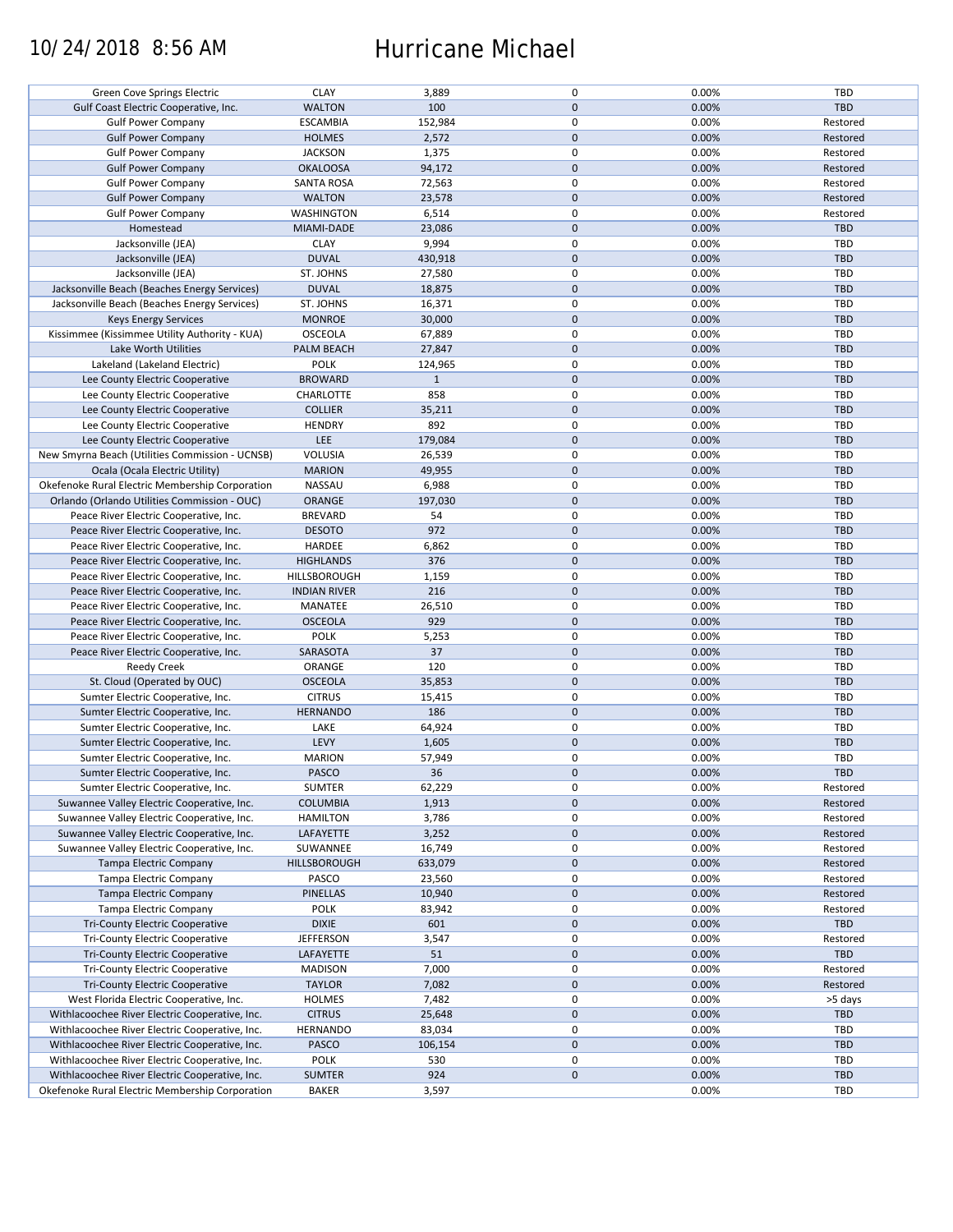| | | | | | |
|---|---|---|---|---|---|
| Green Cove Springs Electric | CLAY | 3,889 | 0 | 0.00% | TBD |
| Gulf Coast Electric Cooperative, Inc. | WALTON | 100 | 0 | 0.00% | TBD |
| Gulf Power Company | ESCAMBIA | 152,984 | 0 | 0.00% | Restored |
| Gulf Power Company | HOLMES | 2,572 | 0 | 0.00% | Restored |
| Gulf Power Company | JACKSON | 1,375 | 0 | 0.00% | Restored |
| Gulf Power Company | OKALOOSA | 94,172 | 0 | 0.00% | Restored |
| Gulf Power Company | SANTA ROSA | 72,563 | 0 | 0.00% | Restored |
| Gulf Power Company | WALTON | 23,578 | 0 | 0.00% | Restored |
| Gulf Power Company | WASHINGTON | 6,514 | 0 | 0.00% | Restored |
| Homestead | MIAMI-DADE | 23,086 | 0 | 0.00% | TBD |
| Jacksonville (JEA) | CLAY | 9,994 | 0 | 0.00% | TBD |
| Jacksonville (JEA) | DUVAL | 430,918 | 0 | 0.00% | TBD |
| Jacksonville (JEA) | ST. JOHNS | 27,580 | 0 | 0.00% | TBD |
| Jacksonville Beach (Beaches Energy Services) | DUVAL | 18,875 | 0 | 0.00% | TBD |
| Jacksonville Beach (Beaches Energy Services) | ST. JOHNS | 16,371 | 0 | 0.00% | TBD |
| Keys Energy Services | MONROE | 30,000 | 0 | 0.00% | TBD |
| Kissimmee (Kissimmee Utility Authority - KUA) | OSCEOLA | 67,889 | 0 | 0.00% | TBD |
| Lake Worth Utilities | PALM BEACH | 27,847 | 0 | 0.00% | TBD |
| Lakeland (Lakeland Electric) | POLK | 124,965 | 0 | 0.00% | TBD |
| Lee County Electric Cooperative | BROWARD | 1 | 0 | 0.00% | TBD |
| Lee County Electric Cooperative | CHARLOTTE | 858 | 0 | 0.00% | TBD |
| Lee County Electric Cooperative | COLLIER | 35,211 | 0 | 0.00% | TBD |
| Lee County Electric Cooperative | HENDRY | 892 | 0 | 0.00% | TBD |
| Lee County Electric Cooperative | LEE | 179,084 | 0 | 0.00% | TBD |
| New Smyrna Beach (Utilities Commission - UCNSB) | VOLUSIA | 26,539 | 0 | 0.00% | TBD |
| Ocala (Ocala Electric Utility) | MARION | 49,955 | 0 | 0.00% | TBD |
| Okefenoke Rural Electric Membership Corporation | NASSAU | 6,988 | 0 | 0.00% | TBD |
| Orlando (Orlando Utilities Commission - OUC) | ORANGE | 197,030 | 0 | 0.00% | TBD |
| Peace River Electric Cooperative, Inc. | BREVARD | 54 | 0 | 0.00% | TBD |
| Peace River Electric Cooperative, Inc. | DESOTO | 972 | 0 | 0.00% | TBD |
| Peace River Electric Cooperative, Inc. | HARDEE | 6,862 | 0 | 0.00% | TBD |
| Peace River Electric Cooperative, Inc. | HIGHLANDS | 376 | 0 | 0.00% | TBD |
| Peace River Electric Cooperative, Inc. | HILLSBOROUGH | 1,159 | 0 | 0.00% | TBD |
| Peace River Electric Cooperative, Inc. | INDIAN RIVER | 216 | 0 | 0.00% | TBD |
| Peace River Electric Cooperative, Inc. | MANATEE | 26,510 | 0 | 0.00% | TBD |
| Peace River Electric Cooperative, Inc. | OSCEOLA | 929 | 0 | 0.00% | TBD |
| Peace River Electric Cooperative, Inc. | POLK | 5,253 | 0 | 0.00% | TBD |
| Peace River Electric Cooperative, Inc. | SARASOTA | 37 | 0 | 0.00% | TBD |
| Reedy Creek | ORANGE | 120 | 0 | 0.00% | TBD |
| St. Cloud (Operated by OUC) | OSCEOLA | 35,853 | 0 | 0.00% | TBD |
| Sumter Electric Cooperative, Inc. | CITRUS | 15,415 | 0 | 0.00% | TBD |
| Sumter Electric Cooperative, Inc. | HERNANDO | 186 | 0 | 0.00% | TBD |
| Sumter Electric Cooperative, Inc. | LAKE | 64,924 | 0 | 0.00% | TBD |
| Sumter Electric Cooperative, Inc. | LEVY | 1,605 | 0 | 0.00% | TBD |
| Sumter Electric Cooperative, Inc. | MARION | 57,949 | 0 | 0.00% | TBD |
| Sumter Electric Cooperative, Inc. | PASCO | 36 | 0 | 0.00% | TBD |
| Sumter Electric Cooperative, Inc. | SUMTER | 62,229 | 0 | 0.00% | Restored |
| Suwannee Valley Electric Cooperative, Inc. | COLUMBIA | 1,913 | 0 | 0.00% | Restored |
| Suwannee Valley Electric Cooperative, Inc. | HAMILTON | 3,786 | 0 | 0.00% | Restored |
| Suwannee Valley Electric Cooperative, Inc. | LAFAYETTE | 3,252 | 0 | 0.00% | Restored |
| Suwannee Valley Electric Cooperative, Inc. | SUWANNEE | 16,749 | 0 | 0.00% | Restored |
| Tampa Electric Company | HILLSBOROUGH | 633,079 | 0 | 0.00% | Restored |
| Tampa Electric Company | PASCO | 23,560 | 0 | 0.00% | Restored |
| Tampa Electric Company | PINELLAS | 10,940 | 0 | 0.00% | Restored |
| Tampa Electric Company | POLK | 83,942 | 0 | 0.00% | Restored |
| Tri-County Electric Cooperative | DIXIE | 601 | 0 | 0.00% | TBD |
| Tri-County Electric Cooperative | JEFFERSON | 3,547 | 0 | 0.00% | Restored |
| Tri-County Electric Cooperative | LAFAYETTE | 51 | 0 | 0.00% | TBD |
| Tri-County Electric Cooperative | MADISON | 7,000 | 0 | 0.00% | Restored |
| Tri-County Electric Cooperative | TAYLOR | 7,082 | 0 | 0.00% | Restored |
| West Florida Electric Cooperative, Inc. | HOLMES | 7,482 | 0 | 0.00% | >5 days |
| Withlacoochee River Electric Cooperative, Inc. | CITRUS | 25,648 | 0 | 0.00% | TBD |
| Withlacoochee River Electric Cooperative, Inc. | HERNANDO | 83,034 | 0 | 0.00% | TBD |
| Withlacoochee River Electric Cooperative, Inc. | PASCO | 106,154 | 0 | 0.00% | TBD |
| Withlacoochee River Electric Cooperative, Inc. | POLK | 530 | 0 | 0.00% | TBD |
| Withlacoochee River Electric Cooperative, Inc. | SUMTER | 924 | 0 | 0.00% | TBD |
| Okefenoke Rural Electric Membership Corporation | BAKER | 3,597 | | 0.00% | TBD |